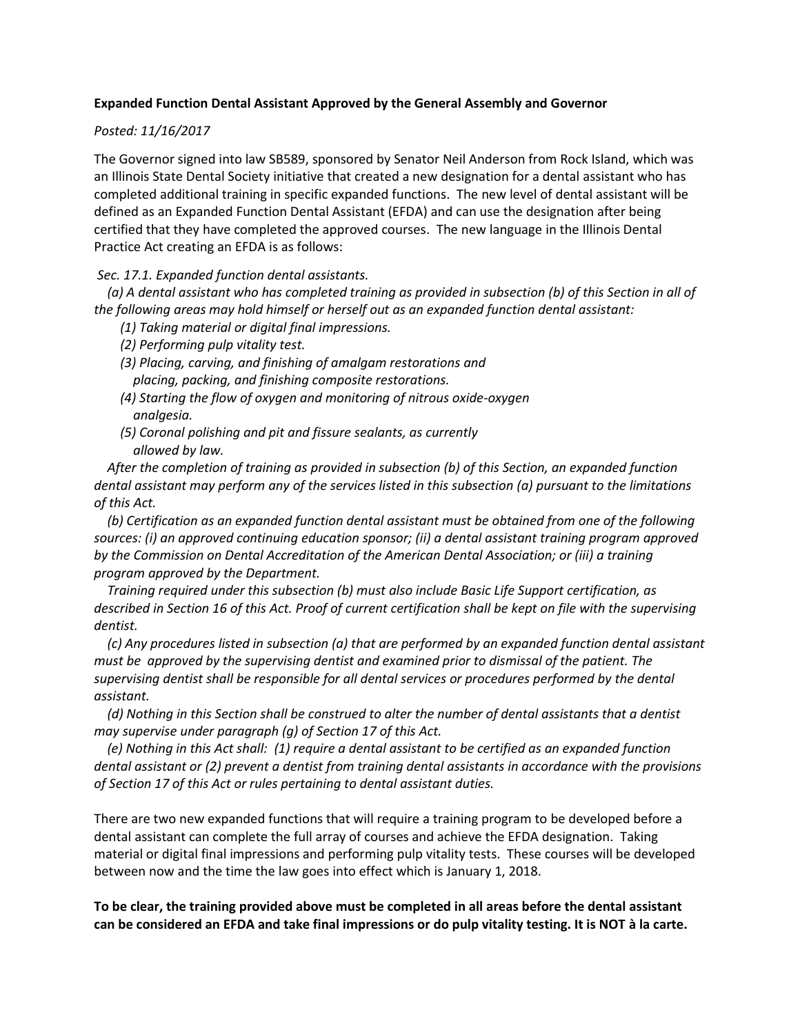**Expanded Function Dental Assistant Approved by the General Assembly and Governor**

*Posted: 11/16/2017*

The Governor signed into law SB589, sponsored by Senator Neil Anderson from Rock Island, which was an Illinois State Dental Society initiative that created a new designation for a dental assistant who has completed additional training in specific expanded functions. The new level of dental assistant will be defined as an Expanded Function Dental Assistant (EFDA) and can use the designation after being certified that they have completed the approved courses. The new language in the Illinois Dental Practice Act creating an EFDA is as follows:

*Sec. 17.1. Expanded function dental assistants.*

*(a) A dental assistant who has completed training as provided in subsection (b) of this Section in all of the following areas may hold himself or herself out as an expanded function dental assistant:*

*(1) Taking material or digital final impressions.*

*(2) Performing pulp vitality test.*

*(3) Placing, carving, and finishing of amalgam restorations and placing, packing, and finishing composite restorations.*

*(4) Starting the flow of oxygen and monitoring of nitrous oxide-oxygen analgesia.*

*(5) Coronal polishing and pit and fissure sealants, as currently allowed by law.*

*After the completion of training as provided in subsection (b) of this Section, an expanded function dental assistant may perform any of the services listed in this subsection (a) pursuant to the limitations of this Act.*

*(b) Certification as an expanded function dental assistant must be obtained from one of the following sources: (i) an approved continuing education sponsor; (ii) a dental assistant training program approved by the Commission on Dental Accreditation of the American Dental Association; or (iii) a training program approved by the Department.*

*Training required under this subsection (b) must also include Basic Life Support certification, as described in Section 16 of this Act. Proof of current certification shall be kept on file with the supervising dentist.*

*(c) Any procedures listed in subsection (a) that are performed by an expanded function dental assistant must be approved by the supervising dentist and examined prior to dismissal of the patient. The supervising dentist shall be responsible for all dental services or procedures performed by the dental assistant.*

*(d) Nothing in this Section shall be construed to alter the number of dental assistants that a dentist may supervise under paragraph (g) of Section 17 of this Act.*

*(e) Nothing in this Act shall: (1) require a dental assistant to be certified as an expanded function dental assistant or (2) prevent a dentist from training dental assistants in accordance with the provisions of Section 17 of this Act or rules pertaining to dental assistant duties.*

There are two new expanded functions that will require a training program to be developed before a dental assistant can complete the full array of courses and achieve the EFDA designation. Taking material or digital final impressions and performing pulp vitality tests. These courses will be developed between now and the time the law goes into effect which is January 1, 2018.

**To be clear, the training provided above must be completed in all areas before the dental assistant can be considered an EFDA and take final impressions or do pulp vitality testing. It is NOT à la carte.**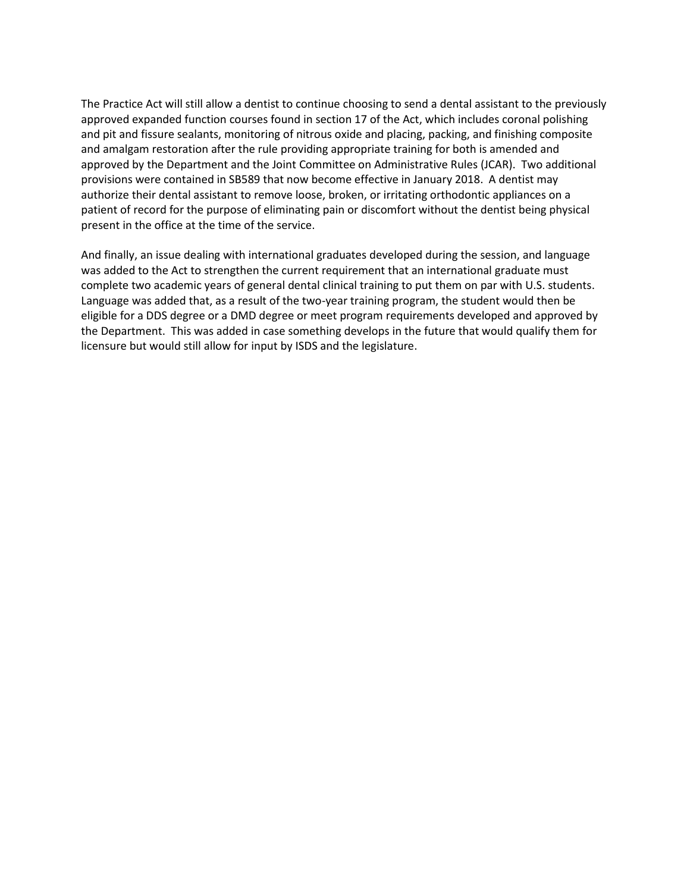The Practice Act will still allow a dentist to continue choosing to send a dental assistant to the previously approved expanded function courses found in section 17 of the Act, which includes coronal polishing and pit and fissure sealants, monitoring of nitrous oxide and placing, packing, and finishing composite and amalgam restoration after the rule providing appropriate training for both is amended and approved by the Department and the Joint Committee on Administrative Rules (JCAR). Two additional provisions were contained in SB589 that now become effective in January 2018. A dentist may authorize their dental assistant to remove loose, broken, or irritating orthodontic appliances on a patient of record for the purpose of eliminating pain or discomfort without the dentist being physical present in the office at the time of the service.

And finally, an issue dealing with international graduates developed during the session, and language was added to the Act to strengthen the current requirement that an international graduate must complete two academic years of general dental clinical training to put them on par with U.S. students. Language was added that, as a result of the two-year training program, the student would then be eligible for a DDS degree or a DMD degree or meet program requirements developed and approved by the Department. This was added in case something develops in the future that would qualify them for licensure but would still allow for input by ISDS and the legislature.